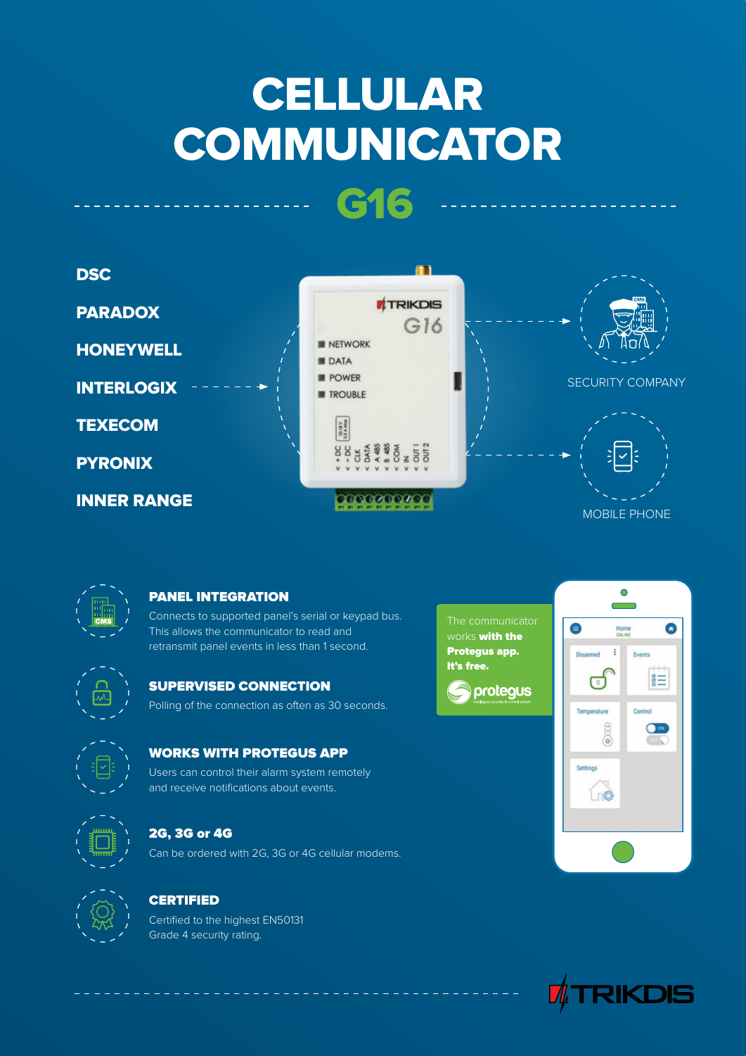# CELLULAR COMMUNICATOR

## G16

DSC

PARADOX

HONEYWELL

INTERLOGIX

TEXECOM

PYRONIX

INNER RANGE

SECURITY COMPANY

MOBILE PHONE

### PANEL INTEGRATION

Connects to supported panel's serial or keypad bus. This allows the communicator to read and retransmit panel events in less than 1 second.

### SUPERVISED CONNECTION

Polling of the connection as often as 30 seconds.

### WORKS WITH PROTEGUS APP

Users can control their alarm system remotely and receive notifications about events.

### 2G, 3G or 4G

Can be ordered with 2G, 3G or 4G cellular modems.

### CERTIFIED

Certified to the highest EN50131 Grade 4 security rating.

The communicator works **with the Protegus app. It's free.**

protegus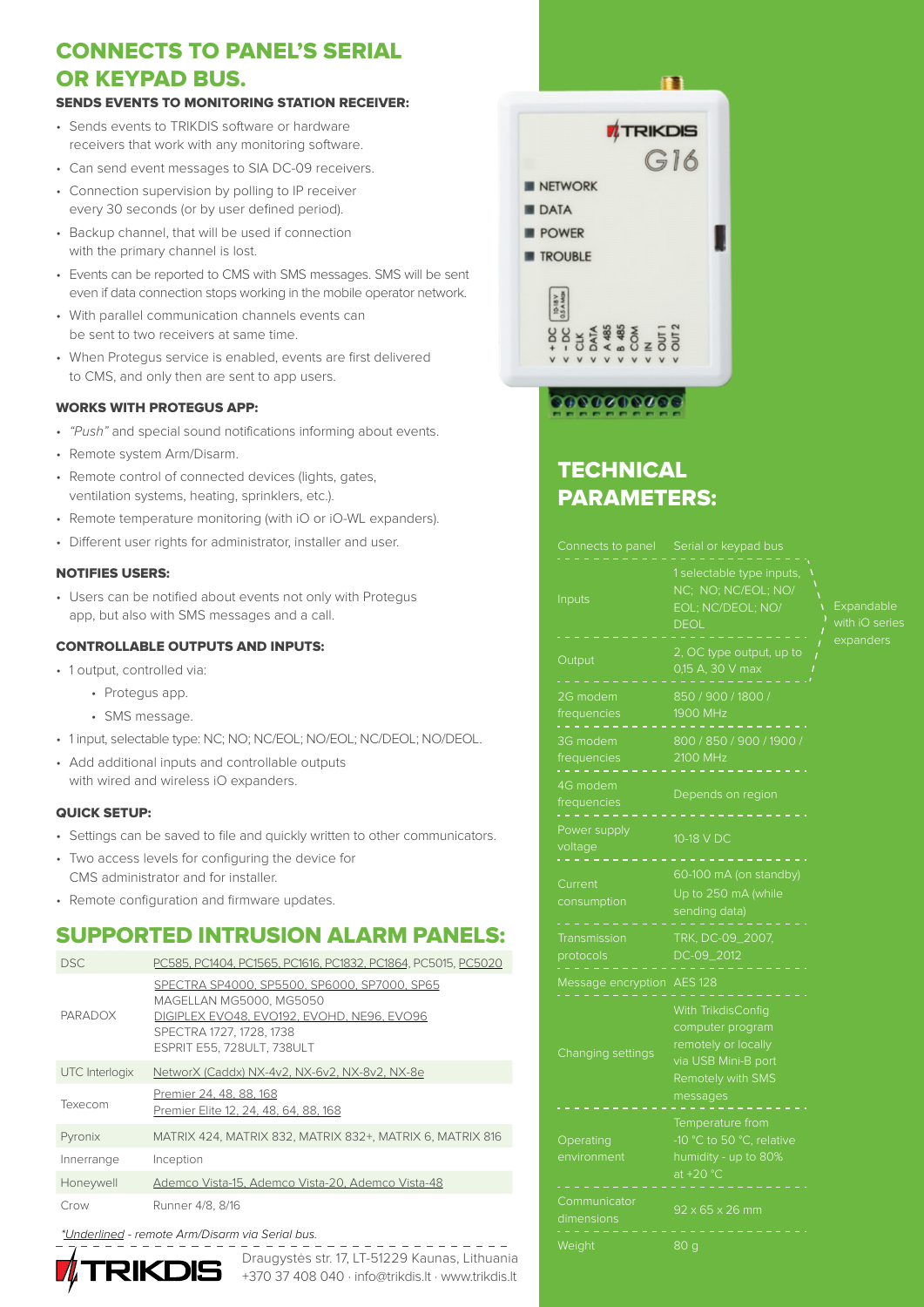## CONNECTS TO PANEL'S SERIAL OR KEYPAD BUS.

### SENDS EVENTS TO MONITORING STATION RECEIVER:

- Sends events to TRIKDIS software or hardware receivers that work with any monitoring software.
- Can send event messages to SIA DC-09 receivers.
- Connection supervision by polling to IP receiver every 30 seconds (or by user defined period).
- Backup channel, that will be used if connection with the primary channel is lost.
- Events can be reported to CMS with SMS messages. SMS will be sent even if data connection stops working in the mobile operator network.
- With parallel communication channels events can be sent to two receivers at same time.
- When Protegus service is enabled, events are first delivered to CMS, and only then are sent to app users.

### WORKS WITH PROTEGUS APP:

- *"Push"* and special sound notifications informing about events.
- Remote system Arm/Disarm.
- Remote control of connected devices (lights, gates, ventilation systems, heating, sprinklers, etc.).
- Remote temperature monitoring (with iO or iO-WL expanders).
- Different user rights for administrator, installer and user.

### NOTIFIES USERS:

- Users can be notified about events not only with Protegus app, but also with SMS messages and a call.

### CONTROLLABLE OUTPUTS AND INPUTS:

- 1 output, controlled via:
  - Protegus app.
  - SMS message.
- 1 input, selectable type: NC; NO; NC/EOL; NO/EOL; NC/DEOL; NO/DEOL.
- Add additional inputs and controllable outputs with wired and wireless iO expanders.

### QUICK SETUP:

- Settings can be saved to file and quickly written to other communicators.
- Two access levels for configuring the device for CMS administrator and for installer.
- Remote configuration and firmware updates.

## SUPPORTED INTRUSION ALARM PANELS:

| | |
|---|---|
| DSC | PC585, PC1404, PC1565, PC1616, PC1832, PC1864, PC5015, PC5020 |
| PARADOX | SPECTRA SP4000, SP5500, SP6000, SP7000, SP65<br>MAGELLAN MG5000, MG5050<br>DIGIPLEX EVO48, EVO192, EVOHD, NE96, EVO96<br>SPECTRA 1727, 1728, 1738<br>ESPRIT E55, 728ULT, 738ULT |
| UTC Interlogix | NetworX (Caddx) NX-4v2, NX-6v2, NX-8v2, NX-8e |
| Texecom | Premier 24, 48, 88, 168<br>Premier Elite 12, 24, 48, 64, 88, 168 |
| Pyronix | MATRIX 424, MATRIX 832, MATRIX 832+, MATRIX 6, MATRIX 816 |
| Innerrange | Inception |
| Honeywell | Ademco Vista-15, Ademco Vista-20, Ademco Vista-48 |
| Crow | Runner 4/8, 8/16 |

*\*Underlined - remote Arm/Disarm via Serial bus.*

TRIKDIS G16

NETWORK
DATA
POWER
TROUBLE

## TECHNICAL PARAMETERS:

| | |
|---|---|
| Connects to panel | Serial or keypad bus |
| Inputs | 1 selectable type inputs, NC; NO; NC/EOL; NO/EOL; NC/DEOL; NO/DEOL (Expandable with iO series expanders) |
| Output | 2, OC type output, up to 0,15 A, 30 V max (Expandable with iO series expanders) |
| 2G modem frequencies | 850 / 900 / 1800 / 1900 MHz |
| 3G modem frequencies | 800 / 850 / 900 / 1900 / 2100 MHz |
| 4G modem frequencies | Depends on region |
| Power supply voltage | 10-18 V DC |
| Current consumption | 60-100 mA (on standby)<br>Up to 250 mA (while sending data) |
| Transmission protocols | TRK, DC-09_2007, DC-09_2012 |
| Message encryption | AES 128 |
| Changing settings | With TrikdisConfig computer program remotely or locally via USB Mini-B port<br>Remotely with SMS messages |
| Operating environment | Temperature from -10 °C to 50 °C, relative humidity - up to 80% at +20 °C |
| Communicator dimensions | 92 x 65 x 26 mm |
| Weight | 80 g |

TRIKDIS

Draugystės str. 17, LT-51229 Kaunas, Lithuania
+370 37 408 040 · info@trikdis.lt · www.trikdis.lt